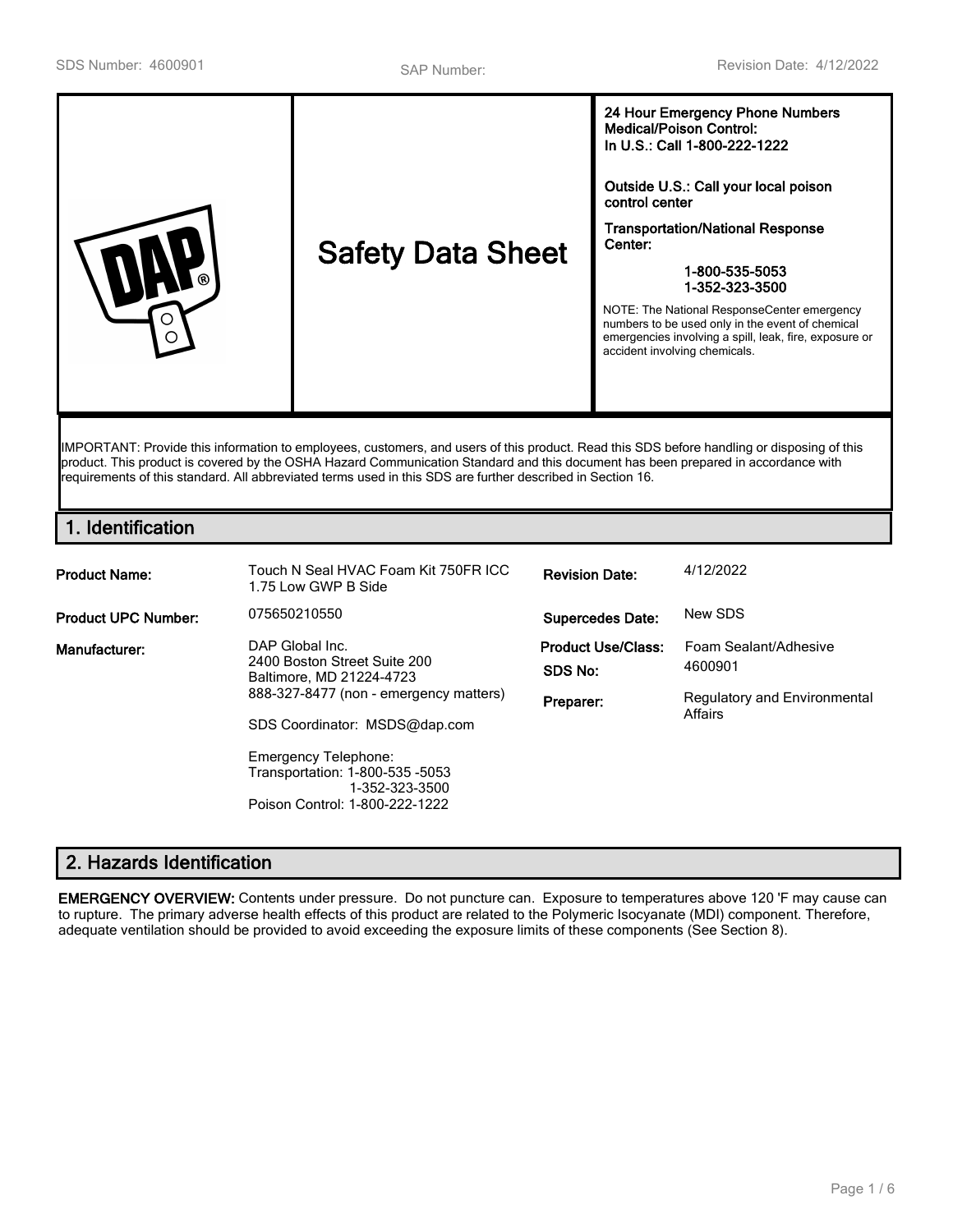SDS Number: 4600901 | SAP Number: | Revision Date: 4/12/2022

| | Safety Data Sheet | **24 Hour Emergency Phone Numbers Medical/Poison Control: In U.S.: Call 1-800-222-1222**<br><br>**Outside U.S.: Call your local poison control center**<br><br>**Transportation/National Response Center:**<br>**1-800-535-5053**<br>**1-352-323-3500**<br><br>NOTE: The National ResponseCenter emergency numbers to be used only in the event of chemical emergencies involving a spill, leak, fire, exposure or accident involving chemicals. |
|---|---|---|

IMPORTANT: Provide this information to employees, customers, and users of this product. Read this SDS before handling or disposing of this product. This product is covered by the OSHA Hazard Communication Standard and this document has been prepared in accordance with requirements of this standard. All abbreviated terms used in this SDS are further described in Section 16.

## 1. Identification

| | | | |
|---|---|---|---|
| **Product Name:** | Touch N Seal HVAC Foam Kit 750FR ICC 1.75 Low GWP B Side | **Revision Date:** | 4/12/2022 |
| **Product UPC Number:** | 075650210550 | **Supercedes Date:** | New SDS |
| **Manufacturer:** | DAP Global Inc.<br>2400 Boston Street Suite 200<br>Baltimore, MD 21224-4723<br>888-327-8477 (non - emergency matters)<br><br>SDS Coordinator: MSDS@dap.com<br><br>Emergency Telephone:<br>Transportation: 1-800-535 -5053<br>1-352-323-3500<br>Poison Control: 1-800-222-1222 | **Product Use/Class:**<br>**SDS No:**<br>**Preparer:** | Foam Sealant/Adhesive<br>4600901<br>Regulatory and Environmental Affairs |

## 2. Hazards Identification

**EMERGENCY OVERVIEW:** Contents under pressure. Do not puncture can. Exposure to temperatures above 120 'F may cause can to rupture. The primary adverse health effects of this product are related to the Polymeric Isocyanate (MDI) component. Therefore, adequate ventilation should be provided to avoid exceeding the exposure limits of these components (See Section 8).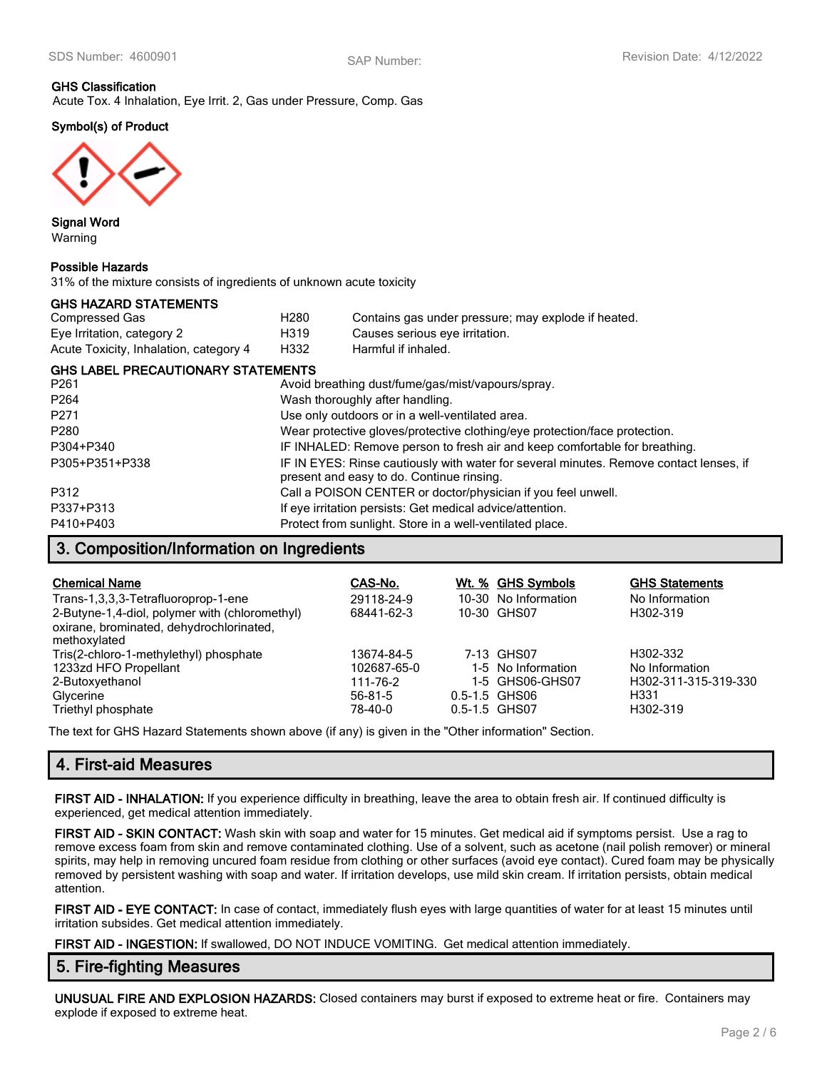**GHS Classification**
Acute Tox. 4 Inhalation, Eye Irrit. 2, Gas under Pressure, Comp. Gas

**Symbol(s) of Product**

**Signal Word**
Warning

**Possible Hazards**
31% of the mixture consists of ingredients of unknown acute toxicity

**GHS HAZARD STATEMENTS**

| | | |
|---|---|---|
| Compressed Gas | H280 | Contains gas under pressure; may explode if heated. |
| Eye Irritation, category 2 | H319 | Causes serious eye irritation. |
| Acute Toxicity, Inhalation, category 4 | H332 | Harmful if inhaled. |

**GHS LABEL PRECAUTIONARY STATEMENTS**

| | |
|---|---|
| P261 | Avoid breathing dust/fume/gas/mist/vapours/spray. |
| P264 | Wash thoroughly after handling. |
| P271 | Use only outdoors or in a well-ventilated area. |
| P280 | Wear protective gloves/protective clothing/eye protection/face protection. |
| P304+P340 | IF INHALED: Remove person to fresh air and keep comfortable for breathing. |
| P305+P351+P338 | IF IN EYES: Rinse cautiously with water for several minutes. Remove contact lenses, if present and easy to do. Continue rinsing. |
| P312 | Call a POISON CENTER or doctor/physician if you feel unwell. |
| P337+P313 | If eye irritation persists: Get medical advice/attention. |
| P410+P403 | Protect from sunlight. Store in a well-ventilated place. |

## 3. Composition/Information on Ingredients

| Chemical Name | CAS-No. | Wt. % | GHS Symbols | GHS Statements |
|---|---|---|---|---|
| Trans-1,3,3,3-Tetrafluoroprop-1-ene | 29118-24-9 | 10-30 | No Information | No Information |
| 2-Butyne-1,4-diol, polymer with (chloromethyl) oxirane, brominated, dehydrochlorinated, methoxylated | 68441-62-3 | 10-30 | GHS07 | H302-319 |
| Tris(2-chloro-1-methylethyl) phosphate | 13674-84-5 | 7-13 | GHS07 | H302-332 |
| 1233zd HFO Propellant | 102687-65-0 | 1-5 | No Information | No Information |
| 2-Butoxyethanol | 111-76-2 | 1-5 | GHS06-GHS07 | H302-311-315-319-330 |
| Glycerine | 56-81-5 | 0.5-1.5 | GHS06 | H331 |
| Triethyl phosphate | 78-40-0 | 0.5-1.5 | GHS07 | H302-319 |

The text for GHS Hazard Statements shown above (if any) is given in the "Other information" Section.

## 4. First-aid Measures

**FIRST AID - INHALATION:** If you experience difficulty in breathing, leave the area to obtain fresh air. If continued difficulty is experienced, get medical attention immediately.

**FIRST AID - SKIN CONTACT:** Wash skin with soap and water for 15 minutes. Get medical aid if symptoms persist. Use a rag to remove excess foam from skin and remove contaminated clothing. Use of a solvent, such as acetone (nail polish remover) or mineral spirits, may help in removing uncured foam residue from clothing or other surfaces (avoid eye contact). Cured foam may be physically removed by persistent washing with soap and water. If irritation develops, use mild skin cream. If irritation persists, obtain medical attention.

**FIRST AID - EYE CONTACT:** In case of contact, immediately flush eyes with large quantities of water for at least 15 minutes until irritation subsides. Get medical attention immediately.

**FIRST AID - INGESTION:** If swallowed, DO NOT INDUCE VOMITING. Get medical attention immediately.

## 5. Fire-fighting Measures

**UNUSUAL FIRE AND EXPLOSION HAZARDS:** Closed containers may burst if exposed to extreme heat or fire. Containers may explode if exposed to extreme heat.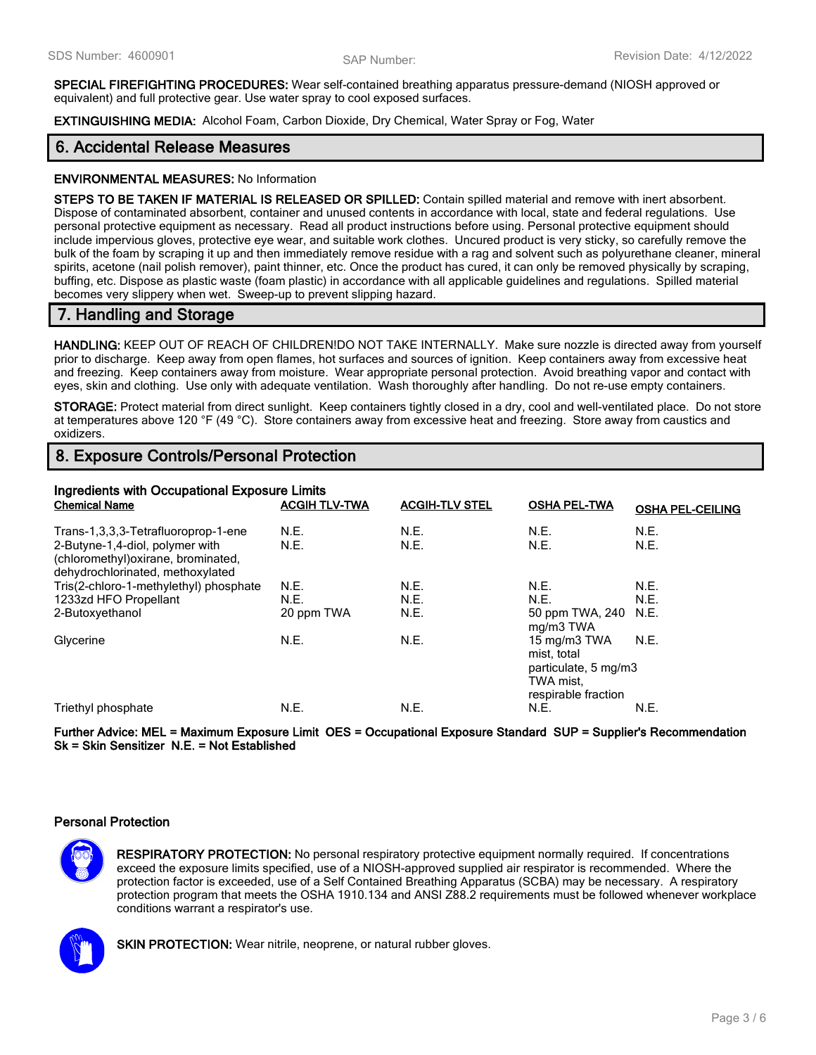**SPECIAL FIREFIGHTING PROCEDURES:** Wear self-contained breathing apparatus pressure-demand (NIOSH approved or equivalent) and full protective gear. Use water spray to cool exposed surfaces.

**EXTINGUISHING MEDIA:** Alcohol Foam, Carbon Dioxide, Dry Chemical, Water Spray or Fog, Water

## 6. Accidental Release Measures

**ENVIRONMENTAL MEASURES:** No Information

**STEPS TO BE TAKEN IF MATERIAL IS RELEASED OR SPILLED:** Contain spilled material and remove with inert absorbent. Dispose of contaminated absorbent, container and unused contents in accordance with local, state and federal regulations. Use personal protective equipment as necessary. Read all product instructions before using. Personal protective equipment should include impervious gloves, protective eye wear, and suitable work clothes. Uncured product is very sticky, so carefully remove the bulk of the foam by scraping it up and then immediately remove residue with a rag and solvent such as polyurethane cleaner, mineral spirits, acetone (nail polish remover), paint thinner, etc. Once the product has cured, it can only be removed physically by scraping, buffing, etc. Dispose as plastic waste (foam plastic) in accordance with all applicable guidelines and regulations. Spilled material becomes very slippery when wet. Sweep-up to prevent slipping hazard.

## 7. Handling and Storage

**HANDLING:** KEEP OUT OF REACH OF CHILDREN!DO NOT TAKE INTERNALLY. Make sure nozzle is directed away from yourself prior to discharge. Keep away from open flames, hot surfaces and sources of ignition. Keep containers away from excessive heat and freezing. Keep containers away from moisture. Wear appropriate personal protection. Avoid breathing vapor and contact with eyes, skin and clothing. Use only with adequate ventilation. Wash thoroughly after handling. Do not re-use empty containers.

**STORAGE:** Protect material from direct sunlight. Keep containers tightly closed in a dry, cool and well-ventilated place. Do not store at temperatures above 120 °F (49 °C). Store containers away from excessive heat and freezing. Store away from caustics and oxidizers.

## 8. Exposure Controls/Personal Protection

**Ingredients with Occupational Exposure Limits**

| Chemical Name | ACGIH TLV-TWA | ACGIH-TLV STEL | OSHA PEL-TWA | OSHA PEL-CEILING |
|---|---|---|---|---|
| Trans-1,3,3,3-Tetrafluoroprop-1-ene | N.E. | N.E. | N.E. | N.E. |
| 2-Butyne-1,4-diol, polymer with (chloromethyl)oxirane, brominated, dehydrochlorinated, methoxylated | N.E. | N.E. | N.E. | N.E. |
| Tris(2-chloro-1-methylethyl) phosphate | N.E. | N.E. | N.E. | N.E. |
| 1233zd HFO Propellant | N.E. | N.E. | N.E. | N.E. |
| 2-Butoxyethanol | 20 ppm TWA | N.E. | 50 ppm TWA, 240 mg/m3 TWA | N.E. |
| Glycerine | N.E. | N.E. | 15 mg/m3 TWA mist, total particulate, 5 mg/m3 TWA mist, respirable fraction | N.E. |
| Triethyl phosphate | N.E. | N.E. | N.E. | N.E. |

**Further Advice: MEL = Maximum Exposure Limit OES = Occupational Exposure Standard SUP = Supplier's Recommendation Sk = Skin Sensitizer N.E. = Not Established**

### Personal Protection

**RESPIRATORY PROTECTION:** No personal respiratory protective equipment normally required. If concentrations exceed the exposure limits specified, use of a NIOSH-approved supplied air respirator is recommended. Where the protection factor is exceeded, use of a Self Contained Breathing Apparatus (SCBA) may be necessary. A respiratory protection program that meets the OSHA 1910.134 and ANSI Z88.2 requirements must be followed whenever workplace conditions warrant a respirator's use.

**SKIN PROTECTION:** Wear nitrile, neoprene, or natural rubber gloves.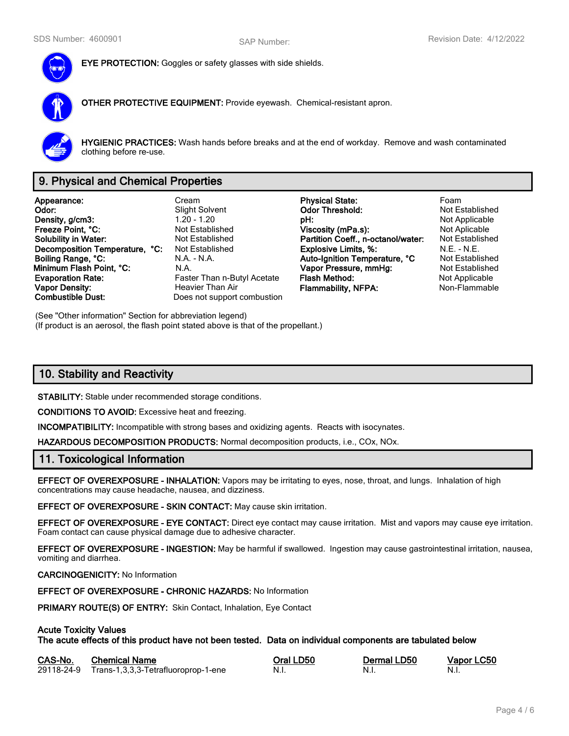**EYE PROTECTION:** Goggles or safety glasses with side shields.

**OTHER PROTECTIVE EQUIPMENT:** Provide eyewash. Chemical-resistant apron.

**HYGIENIC PRACTICES:** Wash hands before breaks and at the end of workday. Remove and wash contaminated clothing before re-use.

## 9. Physical and Chemical Properties

| | | | |
|---|---|---|---|
| **Appearance:** | Cream | **Physical State:** | Foam |
| **Odor:** | Slight Solvent | **Odor Threshold:** | Not Established |
| **Density, g/cm3:** | 1.20 - 1.20 | **pH:** | Not Applicable |
| **Freeze Point, °C:** | Not Established | **Viscosity (mPa.s):** | Not Aplicable |
| **Solubility in Water:** | Not Established | **Partition Coeff., n-octanol/water:** | Not Established |
| **Decomposition Temperature, °C:** | Not Established | **Explosive Limits, %:** | N.E. - N.E. |
| **Boiling Range, °C:** | N.A. - N.A. | **Auto-Ignition Temperature, °C** | Not Established |
| **Minimum Flash Point, °C:** | N.A. | **Vapor Pressure, mmHg:** | Not Established |
| **Evaporation Rate:** | Faster Than n-Butyl Acetate | **Flash Method:** | Not Applicable |
| **Vapor Density:** | Heavier Than Air | **Flammability, NFPA:** | Non-Flammable |
| **Combustible Dust:** | Does not support combustion | | |

(See "Other information" Section for abbreviation legend)
(If product is an aerosol, the flash point stated above is that of the propellant.)

## 10. Stability and Reactivity

**STABILITY:** Stable under recommended storage conditions.

**CONDITIONS TO AVOID:** Excessive heat and freezing.

**INCOMPATIBILITY:** Incompatible with strong bases and oxidizing agents. Reacts with isocynates.

**HAZARDOUS DECOMPOSITION PRODUCTS:** Normal decomposition products, i.e., COx, NOx.

## 11. Toxicological Information

**EFFECT OF OVEREXPOSURE - INHALATION:** Vapors may be irritating to eyes, nose, throat, and lungs. Inhalation of high concentrations may cause headache, nausea, and dizziness.

**EFFECT OF OVEREXPOSURE - SKIN CONTACT:** May cause skin irritation.

**EFFECT OF OVEREXPOSURE - EYE CONTACT:** Direct eye contact may cause irritation. Mist and vapors may cause eye irritation. Foam contact can cause physical damage due to adhesive character.

**EFFECT OF OVEREXPOSURE - INGESTION:** May be harmful if swallowed. Ingestion may cause gastrointestinal irritation, nausea, vomiting and diarrhea.

**CARCINOGENICITY:** No Information

**EFFECT OF OVEREXPOSURE - CHRONIC HAZARDS:** No Information

**PRIMARY ROUTE(S) OF ENTRY:** Skin Contact, Inhalation, Eye Contact

**Acute Toxicity Values**
**The acute effects of this product have not been tested. Data on individual components are tabulated below**

| CAS-No. | Chemical Name | Oral LD50 | Dermal LD50 | Vapor LC50 |
|---|---|---|---|---|
| 29118-24-9 | Trans-1,3,3,3-Tetrafluoroprop-1-ene | N.I. | N.I. | N.I. |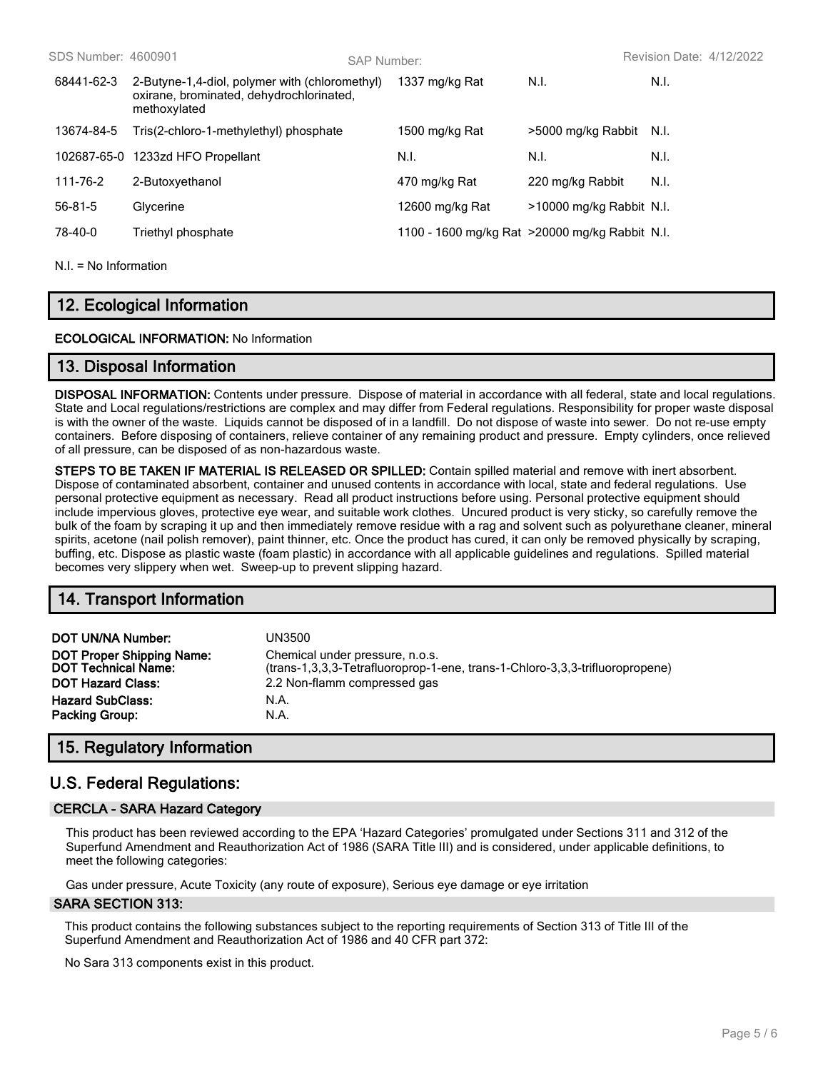| | | | | |
|---|---|---|---|---|
| 68441-62-3 | 2-Butyne-1,4-diol, polymer with (chloromethyl) oxirane, brominated, dehydrochlorinated, methoxylated | 1337 mg/kg Rat | N.I. | N.I. |
| 13674-84-5 | Tris(2-chloro-1-methylethyl) phosphate | 1500 mg/kg Rat | >5000 mg/kg Rabbit | N.I. |
| 102687-65-0 | 1233zd HFO Propellant | N.I. | N.I. | N.I. |
| 111-76-2 | 2-Butoxyethanol | 470 mg/kg Rat | 220 mg/kg Rabbit | N.I. |
| 56-81-5 | Glycerine | 12600 mg/kg Rat | >10000 mg/kg Rabbit | N.I. |
| 78-40-0 | Triethyl phosphate | 1100 - 1600 mg/kg Rat | >20000 mg/kg Rabbit | N.I. |

N.I. = No Information

## 12. Ecological Information

**ECOLOGICAL INFORMATION:** No Information

## 13. Disposal Information

**DISPOSAL INFORMATION:** Contents under pressure. Dispose of material in accordance with all federal, state and local regulations. State and Local regulations/restrictions are complex and may differ from Federal regulations. Responsibility for proper waste disposal is with the owner of the waste. Liquids cannot be disposed of in a landfill. Do not dispose of waste into sewer. Do not re-use empty containers. Before disposing of containers, relieve container of any remaining product and pressure. Empty cylinders, once relieved of all pressure, can be disposed of as non-hazardous waste.

**STEPS TO BE TAKEN IF MATERIAL IS RELEASED OR SPILLED:** Contain spilled material and remove with inert absorbent. Dispose of contaminated absorbent, container and unused contents in accordance with local, state and federal regulations. Use personal protective equipment as necessary. Read all product instructions before using. Personal protective equipment should include impervious gloves, protective eye wear, and suitable work clothes. Uncured product is very sticky, so carefully remove the bulk of the foam by scraping it up and then immediately remove residue with a rag and solvent such as polyurethane cleaner, mineral spirits, acetone (nail polish remover), paint thinner, etc. Once the product has cured, it can only be removed physically by scraping, buffing, etc. Dispose as plastic waste (foam plastic) in accordance with all applicable guidelines and regulations. Spilled material becomes very slippery when wet. Sweep-up to prevent slipping hazard.

## 14. Transport Information

**DOT UN/NA Number:** UN3500
**DOT Proper Shipping Name:** Chemical under pressure, n.o.s.
**DOT Technical Name:** (trans-1,3,3,3-Tetrafluoroprop-1-ene, trans-1-Chloro-3,3,3-trifluoropropene)
**DOT Hazard Class:** 2.2 Non-flamm compressed gas
**Hazard SubClass:** N.A.
**Packing Group:** N.A.

## 15. Regulatory Information

## U.S. Federal Regulations:

### CERCLA - SARA Hazard Category

This product has been reviewed according to the EPA 'Hazard Categories' promulgated under Sections 311 and 312 of the Superfund Amendment and Reauthorization Act of 1986 (SARA Title III) and is considered, under applicable definitions, to meet the following categories:

Gas under pressure, Acute Toxicity (any route of exposure), Serious eye damage or eye irritation

### SARA SECTION 313:

This product contains the following substances subject to the reporting requirements of Section 313 of Title III of the Superfund Amendment and Reauthorization Act of 1986 and 40 CFR part 372:

No Sara 313 components exist in this product.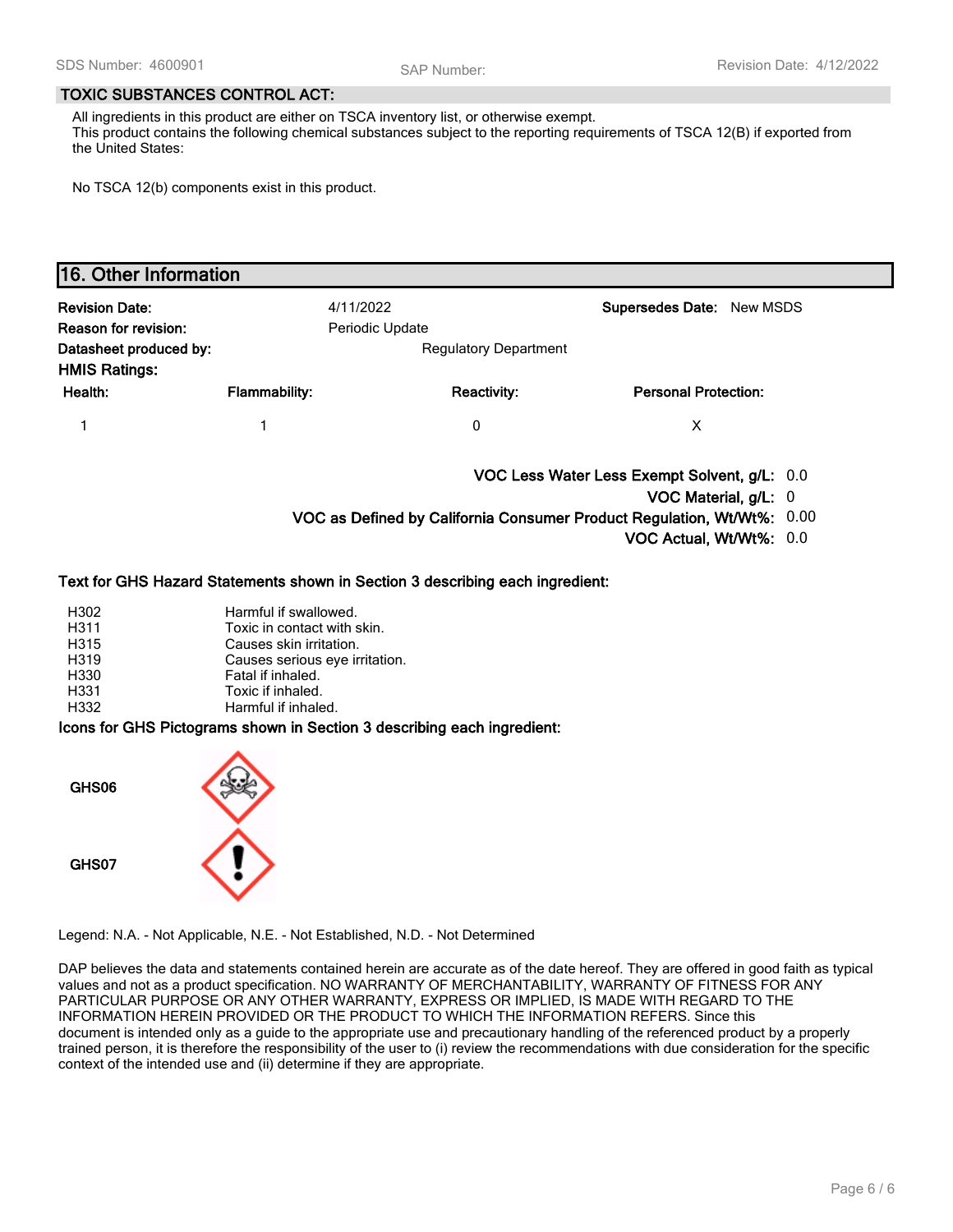### TOXIC SUBSTANCES CONTROL ACT:

All ingredients in this product are either on TSCA inventory list, or otherwise exempt.
This product contains the following chemical substances subject to the reporting requirements of TSCA 12(B) if exported from the United States:

No TSCA 12(b) components exist in this product.

## 16. Other Information

**Revision Date:** 4/11/2022 **Supersedes Date:** New MSDS
**Reason for revision:** Periodic Update
**Datasheet produced by:** Regulatory Department
**HMIS Ratings:**

| Health: | Flammability: | Reactivity: | Personal Protection: |
|---|---|---|---|
| 1 | 1 | 0 | X |

**VOC Less Water Less Exempt Solvent, g/L:** 0.0
**VOC Material, g/L:** 0
**VOC as Defined by California Consumer Product Regulation, Wt/Wt%:** 0.00
**VOC Actual, Wt/Wt%:** 0.0

**Text for GHS Hazard Statements shown in Section 3 describing each ingredient:**

| | |
|---|---|
| H302 | Harmful if swallowed. |
| H311 | Toxic in contact with skin. |
| H315 | Causes skin irritation. |
| H319 | Causes serious eye irritation. |
| H330 | Fatal if inhaled. |
| H331 | Toxic if inhaled. |
| H332 | Harmful if inhaled. |

**Icons for GHS Pictograms shown in Section 3 describing each ingredient:**

GHS06

GHS07

Legend: N.A. - Not Applicable, N.E. - Not Established, N.D. - Not Determined

DAP believes the data and statements contained herein are accurate as of the date hereof. They are offered in good faith as typical values and not as a product specification. NO WARRANTY OF MERCHANTABILITY, WARRANTY OF FITNESS FOR ANY PARTICULAR PURPOSE OR ANY OTHER WARRANTY, EXPRESS OR IMPLIED, IS MADE WITH REGARD TO THE INFORMATION HEREIN PROVIDED OR THE PRODUCT TO WHICH THE INFORMATION REFERS. Since this document is intended only as a guide to the appropriate use and precautionary handling of the referenced product by a properly trained person, it is therefore the responsibility of the user to (i) review the recommendations with due consideration for the specific context of the intended use and (ii) determine if they are appropriate.